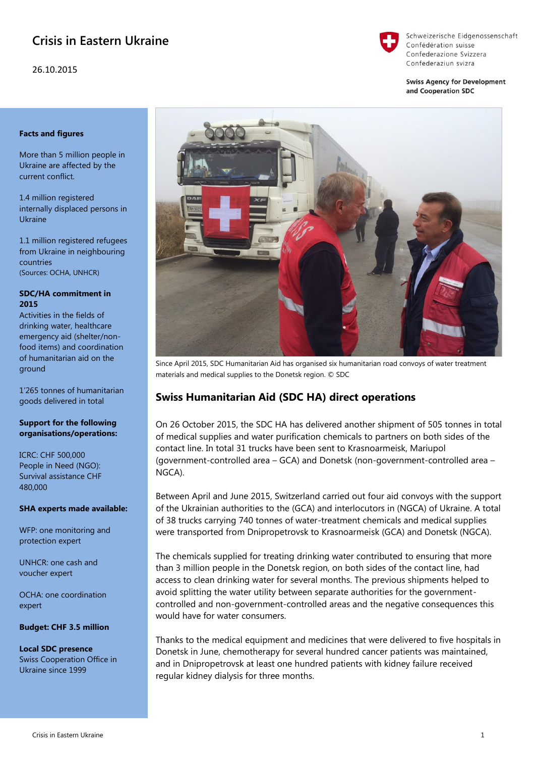# Crisis in Eastern Ukraine

26.10.2015

Schweizerische Eidgenossenschaft
Confédération suisse
Confederazione Svizzera
Confederaziun svizra

**Swiss Agency for Development and Cooperation SDC**

**Facts and figures**

More than 5 million people in Ukraine are affected by the current conflict.

1.4 million registered internally displaced persons in Ukraine

1.1 million registered refugees from Ukraine in neighbouring countries
(Sources: OCHA, UNHCR)

**SDC/HA commitment in 2015**
Activities in the fields of drinking water, healthcare emergency aid (shelter/non-food items) and coordination of humanitarian aid on the ground

1'265 tonnes of humanitarian goods delivered in total

**Support for the following organisations/operations:**

ICRC: CHF 500,000
People in Need (NGO): Survival assistance CHF 480,000

**SHA experts made available:**

WFP: one monitoring and protection expert

UNHCR: one cash and voucher expert

OCHA: one coordination expert

**Budget: CHF 3.5 million**

**Local SDC presence**
Swiss Cooperation Office in Ukraine since 1999

Since April 2015, SDC Humanitarian Aid has organised six humanitarian road convoys of water treatment materials and medical supplies to the Donetsk region. © SDC

## Swiss Humanitarian Aid (SDC HA) direct operations

On 26 October 2015, the SDC HA has delivered another shipment of 505 tonnes in total of medical supplies and water purification chemicals to partners on both sides of the contact line. In total 31 trucks have been sent to Krasnoarmeisk, Mariupol (government-controlled area – GCA) and Donetsk (non-government-controlled area – NGCA).

Between April and June 2015, Switzerland carried out four aid convoys with the support of the Ukrainian authorities to the (GCA) and interlocutors in (NGCA) of Ukraine. A total of 38 trucks carrying 740 tonnes of water-treatment chemicals and medical supplies were transported from Dnipropetrovsk to Krasnoarmeisk (GCA) and Donetsk (NGCA).

The chemicals supplied for treating drinking water contributed to ensuring that more than 3 million people in the Donetsk region, on both sides of the contact line, had access to clean drinking water for several months. The previous shipments helped to avoid splitting the water utility between separate authorities for the government-controlled and non-government-controlled areas and the negative consequences this would have for water consumers.

Thanks to the medical equipment and medicines that were delivered to five hospitals in Donetsk in June, chemotherapy for several hundred cancer patients was maintained, and in Dnipropetrovsk at least one hundred patients with kidney failure received regular kidney dialysis for three months.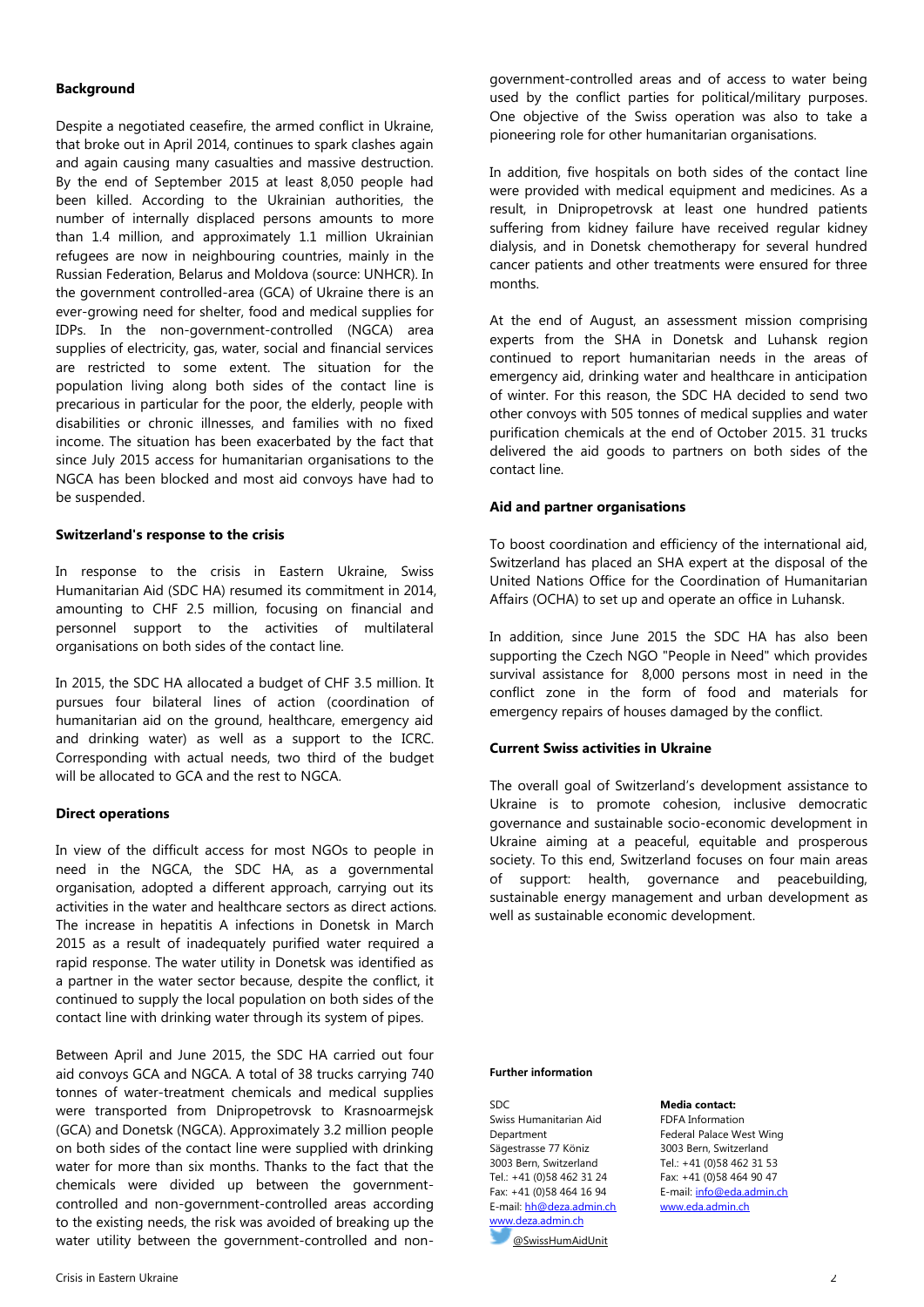## Background

Despite a negotiated ceasefire, the armed conflict in Ukraine, that broke out in April 2014, continues to spark clashes again and again causing many casualties and massive destruction. By the end of September 2015 at least 8,050 people had been killed. According to the Ukrainian authorities, the number of internally displaced persons amounts to more than 1.4 million, and approximately 1.1 million Ukrainian refugees are now in neighbouring countries, mainly in the Russian Federation, Belarus and Moldova (source: UNHCR). In the government controlled-area (GCA) of Ukraine there is an ever-growing need for shelter, food and medical supplies for IDPs. In the non-government-controlled (NGCA) area supplies of electricity, gas, water, social and financial services are restricted to some extent. The situation for the population living along both sides of the contact line is precarious in particular for the poor, the elderly, people with disabilities or chronic illnesses, and families with no fixed income. The situation has been exacerbated by the fact that since July 2015 access for humanitarian organisations to the NGCA has been blocked and most aid convoys have had to be suspended.

## Switzerland's response to the crisis

In response to the crisis in Eastern Ukraine, Swiss Humanitarian Aid (SDC HA) resumed its commitment in 2014, amounting to CHF 2.5 million, focusing on financial and personnel support to the activities of multilateral organisations on both sides of the contact line.

In 2015, the SDC HA allocated a budget of CHF 3.5 million. It pursues four bilateral lines of action (coordination of humanitarian aid on the ground, healthcare, emergency aid and drinking water) as well as a support to the ICRC. Corresponding with actual needs, two third of the budget will be allocated to GCA and the rest to NGCA.

## Direct operations

In view of the difficult access for most NGOs to people in need in the NGCA, the SDC HA, as a governmental organisation, adopted a different approach, carrying out its activities in the water and healthcare sectors as direct actions. The increase in hepatitis A infections in Donetsk in March 2015 as a result of inadequately purified water required a rapid response. The water utility in Donetsk was identified as a partner in the water sector because, despite the conflict, it continued to supply the local population on both sides of the contact line with drinking water through its system of pipes.

Between April and June 2015, the SDC HA carried out four aid convoys GCA and NGCA. A total of 38 trucks carrying 740 tonnes of water-treatment chemicals and medical supplies were transported from Dnipropetrovsk to Krasnoarmejsk (GCA) and Donetsk (NGCA). Approximately 3.2 million people on both sides of the contact line were supplied with drinking water for more than six months. Thanks to the fact that the chemicals were divided up between the government-controlled and non-government-controlled areas according to the existing needs, the risk was avoided of breaking up the water utility between the government-controlled and non-government-controlled areas and of access to water being used by the conflict parties for political/military purposes. One objective of the Swiss operation was also to take a pioneering role for other humanitarian organisations.

In addition, five hospitals on both sides of the contact line were provided with medical equipment and medicines. As a result, in Dnipropetrovsk at least one hundred patients suffering from kidney failure have received regular kidney dialysis, and in Donetsk chemotherapy for several hundred cancer patients and other treatments were ensured for three months.

At the end of August, an assessment mission comprising experts from the SHA in Donetsk and Luhansk region continued to report humanitarian needs in the areas of emergency aid, drinking water and healthcare in anticipation of winter. For this reason, the SDC HA decided to send two other convoys with 505 tonnes of medical supplies and water purification chemicals at the end of October 2015. 31 trucks delivered the aid goods to partners on both sides of the contact line.

## Aid and partner organisations

To boost coordination and efficiency of the international aid, Switzerland has placed an SHA expert at the disposal of the United Nations Office for the Coordination of Humanitarian Affairs (OCHA) to set up and operate an office in Luhansk.

In addition, since June 2015 the SDC HA has also been supporting the Czech NGO "People in Need" which provides survival assistance for 8,000 persons most in need in the conflict zone in the form of food and materials for emergency repairs of houses damaged by the conflict.

## Current Swiss activities in Ukraine

The overall goal of Switzerland's development assistance to Ukraine is to promote cohesion, inclusive democratic governance and sustainable socio-economic development in Ukraine aiming at a peaceful, equitable and prosperous society. To this end, Switzerland focuses on four main areas of support: health, governance and peacebuilding, sustainable energy management and urban development as well as sustainable economic development.

**Further information**

SDC
Swiss Humanitarian Aid Department
Sägestrasse 77 Köniz
3003 Bern, Switzerland
Tel.: +41 (0)58 462 31 24
Fax: +41 (0)58 464 16 94
E-mail: hh@deza.admin.ch
www.deza.admin.ch
@SwissHumAidUnit

**Media contact:**
FDFA Information
Federal Palace West Wing
3003 Bern, Switzerland
Tel.: +41 (0)58 462 31 53
Fax: +41 (0)58 464 90 47
E-mail: info@eda.admin.ch
www.eda.admin.ch